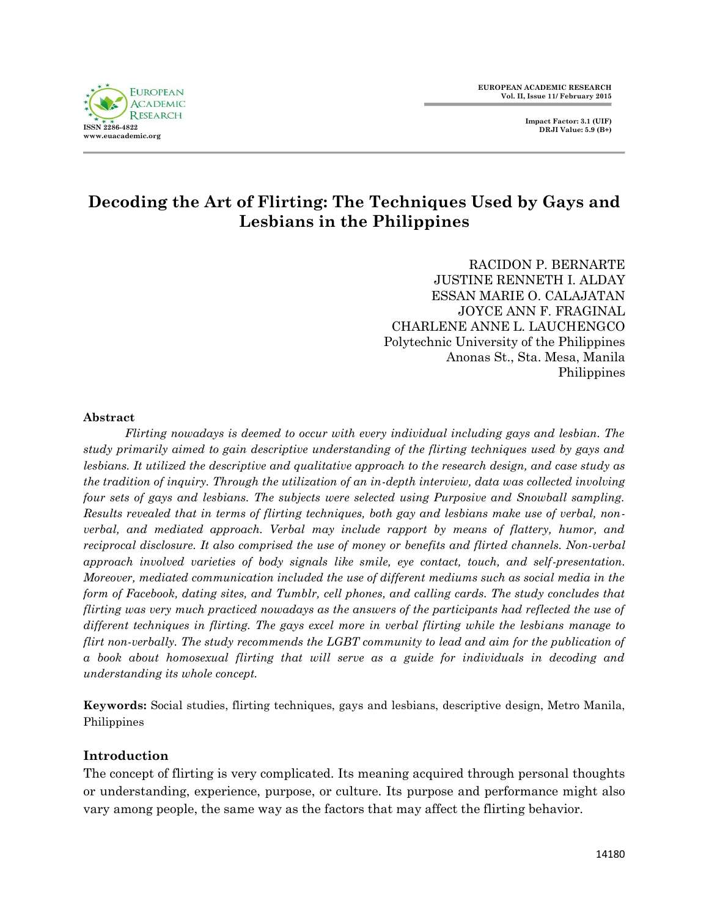# Decoding the Art of Flirting: The Techniques Used by Gays and Lesbians in the Philippines

RACIDON P. BERNARTE
JUSTINE RENNETH I. ALDAY
ESSAN MARIE O. CALAJATAN
JOYCE ANN F. FRAGINAL
CHARLENE ANNE L. LAUCHENGCO
Polytechnic University of the Philippines
Anonas St., Sta. Mesa, Manila
Philippines

## Abstract

*Flirting nowadays is deemed to occur with every individual including gays and lesbian. The study primarily aimed to gain descriptive understanding of the flirting techniques used by gays and lesbians. It utilized the descriptive and qualitative approach to the research design, and case study as the tradition of inquiry. Through the utilization of an in-depth interview, data was collected involving four sets of gays and lesbians. The subjects were selected using Purposive and Snowball sampling. Results revealed that in terms of flirting techniques, both gay and lesbians make use of verbal, non-verbal, and mediated approach. Verbal may include rapport by means of flattery, humor, and reciprocal disclosure. It also comprised the use of money or benefits and flirted channels. Non-verbal approach involved varieties of body signals like smile, eye contact, touch, and self-presentation. Moreover, mediated communication included the use of different mediums such as social media in the form of Facebook, dating sites, and Tumblr, cell phones, and calling cards. The study concludes that flirting was very much practiced nowadays as the answers of the participants had reflected the use of different techniques in flirting. The gays excel more in verbal flirting while the lesbians manage to flirt non-verbally. The study recommends the LGBT community to lead and aim for the publication of a book about homosexual flirting that will serve as a guide for individuals in decoding and understanding its whole concept.*

**Keywords:** Social studies, flirting techniques, gays and lesbians, descriptive design, Metro Manila, Philippines

## Introduction

The concept of flirting is very complicated. Its meaning acquired through personal thoughts or understanding, experience, purpose, or culture. Its purpose and performance might also vary among people, the same way as the factors that may affect the flirting behavior.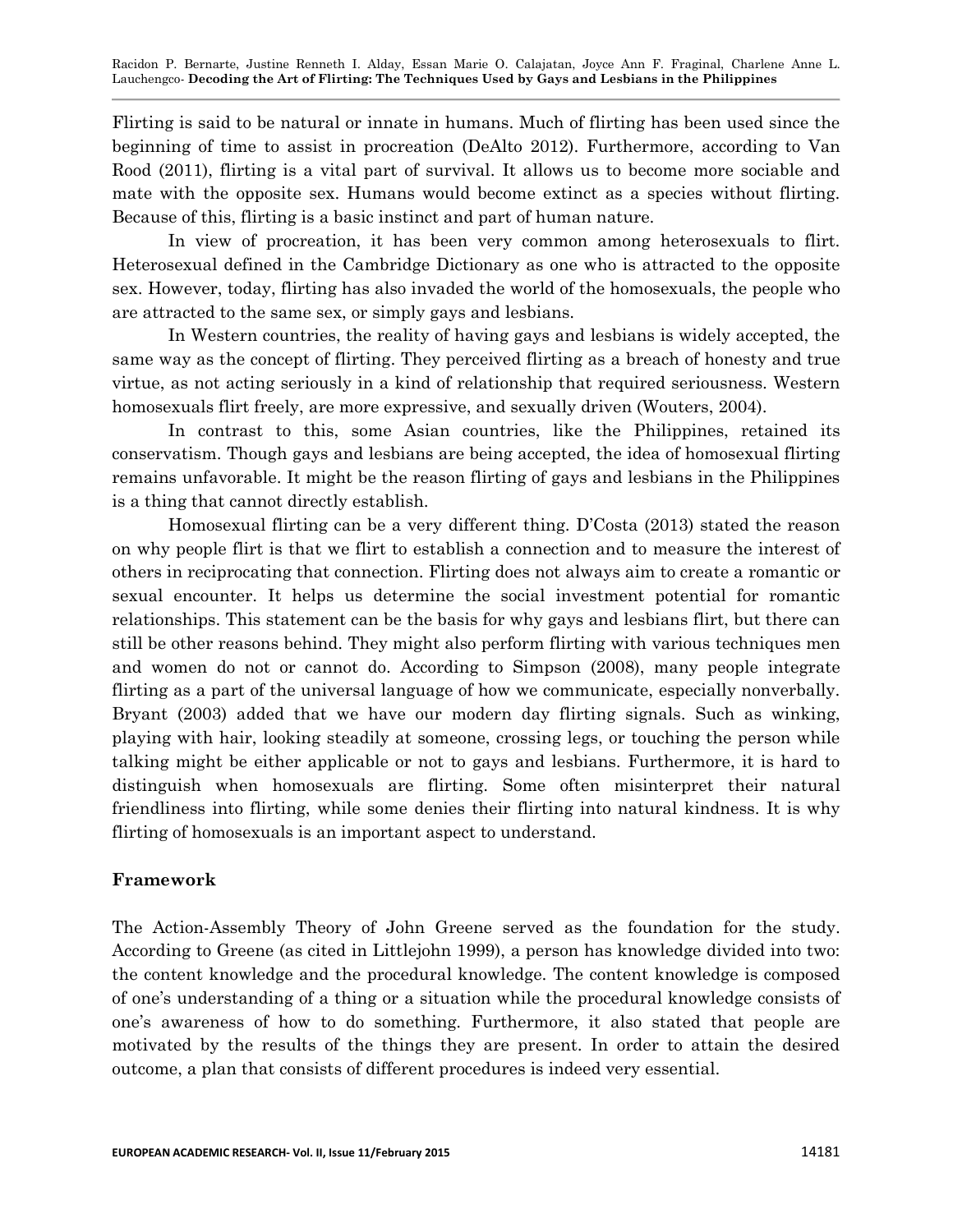Flirting is said to be natural or innate in humans. Much of flirting has been used since the beginning of time to assist in procreation (DeAlto 2012). Furthermore, according to Van Rood (2011), flirting is a vital part of survival. It allows us to become more sociable and mate with the opposite sex. Humans would become extinct as a species without flirting. Because of this, flirting is a basic instinct and part of human nature.

In view of procreation, it has been very common among heterosexuals to flirt. Heterosexual defined in the Cambridge Dictionary as one who is attracted to the opposite sex. However, today, flirting has also invaded the world of the homosexuals, the people who are attracted to the same sex, or simply gays and lesbians.

In Western countries, the reality of having gays and lesbians is widely accepted, the same way as the concept of flirting. They perceived flirting as a breach of honesty and true virtue, as not acting seriously in a kind of relationship that required seriousness. Western homosexuals flirt freely, are more expressive, and sexually driven (Wouters, 2004).

In contrast to this, some Asian countries, like the Philippines, retained its conservatism. Though gays and lesbians are being accepted, the idea of homosexual flirting remains unfavorable. It might be the reason flirting of gays and lesbians in the Philippines is a thing that cannot directly establish.

Homosexual flirting can be a very different thing. D'Costa (2013) stated the reason on why people flirt is that we flirt to establish a connection and to measure the interest of others in reciprocating that connection. Flirting does not always aim to create a romantic or sexual encounter. It helps us determine the social investment potential for romantic relationships. This statement can be the basis for why gays and lesbians flirt, but there can still be other reasons behind. They might also perform flirting with various techniques men and women do not or cannot do. According to Simpson (2008), many people integrate flirting as a part of the universal language of how we communicate, especially nonverbally. Bryant (2003) added that we have our modern day flirting signals. Such as winking, playing with hair, looking steadily at someone, crossing legs, or touching the person while talking might be either applicable or not to gays and lesbians. Furthermore, it is hard to distinguish when homosexuals are flirting. Some often misinterpret their natural friendliness into flirting, while some denies their flirting into natural kindness. It is why flirting of homosexuals is an important aspect to understand.

## Framework

The Action-Assembly Theory of John Greene served as the foundation for the study. According to Greene (as cited in Littlejohn 1999), a person has knowledge divided into two: the content knowledge and the procedural knowledge. The content knowledge is composed of one's understanding of a thing or a situation while the procedural knowledge consists of one's awareness of how to do something. Furthermore, it also stated that people are motivated by the results of the things they are present. In order to attain the desired outcome, a plan that consists of different procedures is indeed very essential.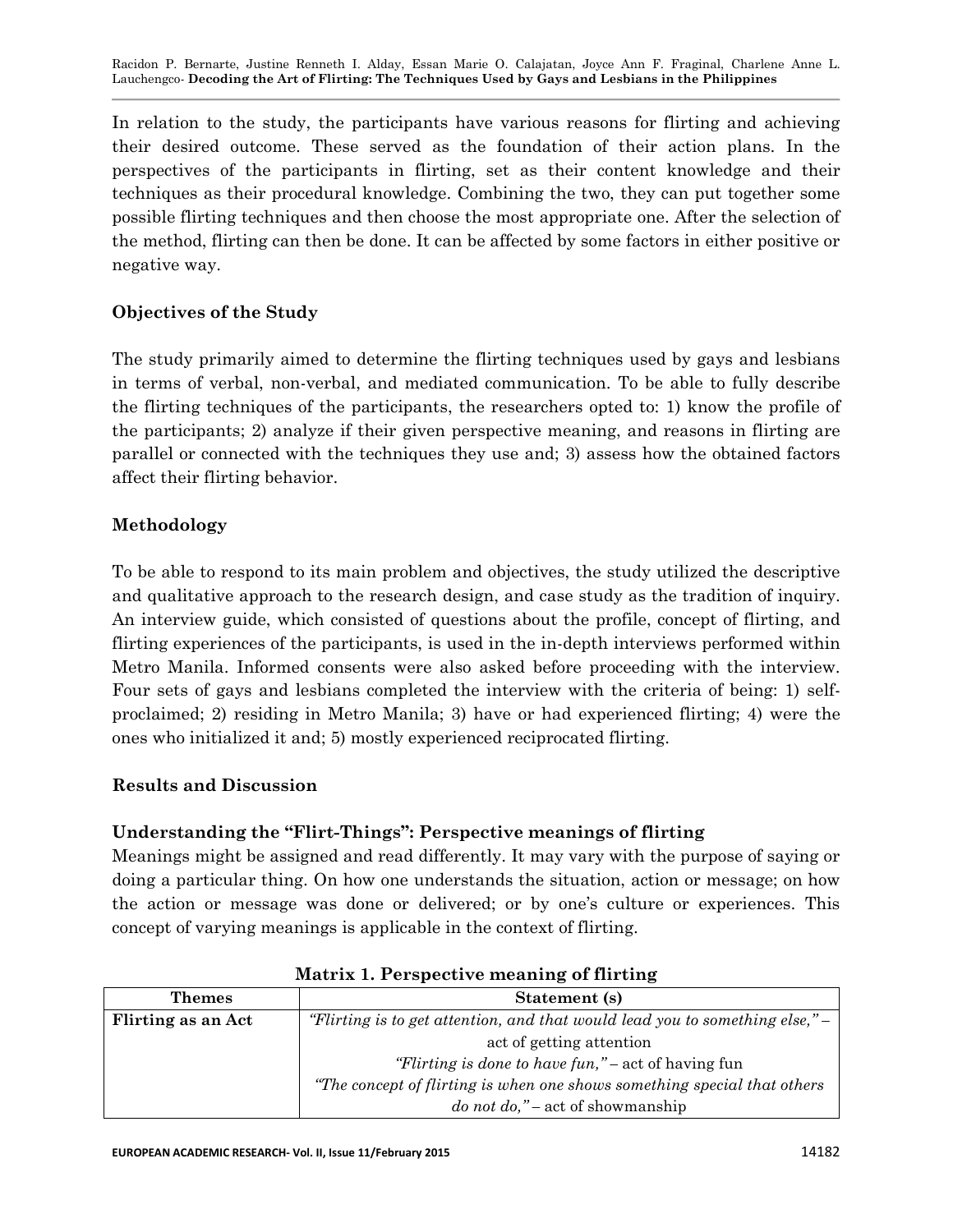In relation to the study, the participants have various reasons for flirting and achieving their desired outcome. These served as the foundation of their action plans. In the perspectives of the participants in flirting, set as their content knowledge and their techniques as their procedural knowledge. Combining the two, they can put together some possible flirting techniques and then choose the most appropriate one. After the selection of the method, flirting can then be done. It can be affected by some factors in either positive or negative way.

## Objectives of the Study

The study primarily aimed to determine the flirting techniques used by gays and lesbians in terms of verbal, non-verbal, and mediated communication. To be able to fully describe the flirting techniques of the participants, the researchers opted to: 1) know the profile of the participants; 2) analyze if their given perspective meaning, and reasons in flirting are parallel or connected with the techniques they use and; 3) assess how the obtained factors affect their flirting behavior.

## Methodology

To be able to respond to its main problem and objectives, the study utilized the descriptive and qualitative approach to the research design, and case study as the tradition of inquiry. An interview guide, which consisted of questions about the profile, concept of flirting, and flirting experiences of the participants, is used in the in-depth interviews performed within Metro Manila. Informed consents were also asked before proceeding with the interview. Four sets of gays and lesbians completed the interview with the criteria of being: 1) self-proclaimed; 2) residing in Metro Manila; 3) have or had experienced flirting; 4) were the ones who initialized it and; 5) mostly experienced reciprocated flirting.

## Results and Discussion

### Understanding the "Flirt-Things": Perspective meanings of flirting

Meanings might be assigned and read differently. It may vary with the purpose of saying or doing a particular thing. On how one understands the situation, action or message; on how the action or message was done or delivered; or by one's culture or experiences. This concept of varying meanings is applicable in the context of flirting.

**Matrix 1. Perspective meaning of flirting**

| Themes | Statement (s) |
| --- | --- |
| **Flirting as an Act** | *"Flirting is to get attention, and that would lead you to something else,"* – act of getting attention<br>*"Flirting is done to have fun,"* – act of having fun<br>*"The concept of flirting is when one shows something special that others do not do,"* – act of showmanship |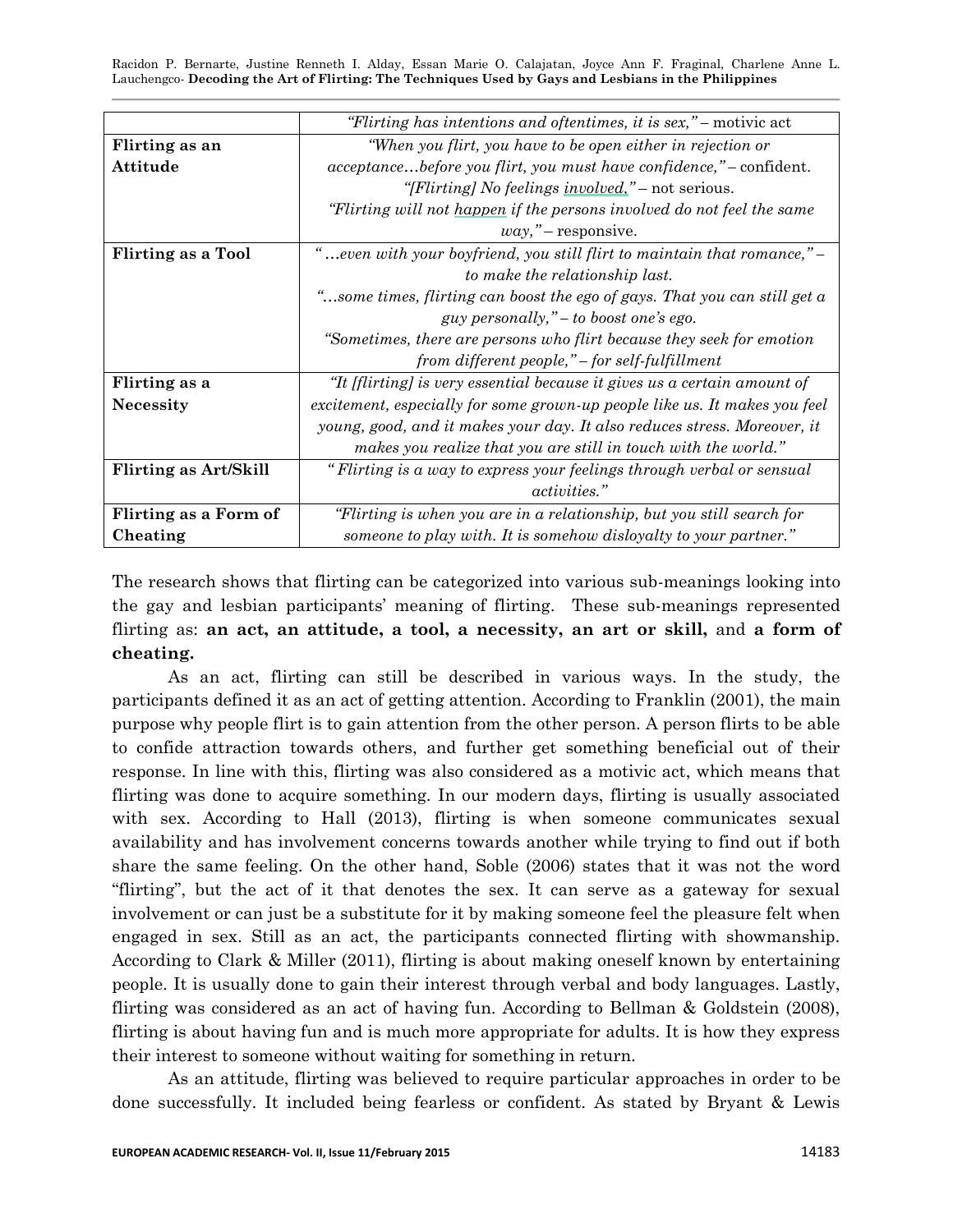| | |
|---|---|
| | *"Flirting has intentions and oftentimes, it is sex,"* – motivic act |
| **Flirting as an Attitude** | *"When you flirt, you have to be open either in rejection or acceptance…before you flirt, you must have confidence,"* – confident. *"[Flirting] No feelings involved,"* – not serious. *"Flirting will not happen if the persons involved do not feel the same way,"* – responsive. |
| **Flirting as a Tool** | *"…even with your boyfriend, you still flirt to maintain that romance," – to make the relationship last.* *"…some times, flirting can boost the ego of gays. That you can still get a guy personally," – to boost one's ego.* *"Sometimes, there are persons who flirt because they seek for emotion from different people," – for self-fulfillment* |
| **Flirting as a Necessity** | *"It [flirting] is very essential because it gives us a certain amount of excitement, especially for some grown-up people like us. It makes you feel young, good, and it makes your day. It also reduces stress. Moreover, it makes you realize that you are still in touch with the world."* |
| **Flirting as Art/Skill** | *" Flirting is a way to express your feelings through verbal or sensual activities."* |
| **Flirting as a Form of Cheating** | *"Flirting is when you are in a relationship, but you still search for someone to play with. It is somehow disloyalty to your partner."* |

The research shows that flirting can be categorized into various sub-meanings looking into the gay and lesbian participants' meaning of flirting. These sub-meanings represented flirting as: **an act, an attitude, a tool, a necessity, an art or skill,** and **a form of cheating.**

As an act, flirting can still be described in various ways. In the study, the participants defined it as an act of getting attention. According to Franklin (2001), the main purpose why people flirt is to gain attention from the other person. A person flirts to be able to confide attraction towards others, and further get something beneficial out of their response. In line with this, flirting was also considered as a motivic act, which means that flirting was done to acquire something. In our modern days, flirting is usually associated with sex. According to Hall (2013), flirting is when someone communicates sexual availability and has involvement concerns towards another while trying to find out if both share the same feeling. On the other hand, Soble (2006) states that it was not the word "flirting", but the act of it that denotes the sex. It can serve as a gateway for sexual involvement or can just be a substitute for it by making someone feel the pleasure felt when engaged in sex. Still as an act, the participants connected flirting with showmanship. According to Clark & Miller (2011), flirting is about making oneself known by entertaining people. It is usually done to gain their interest through verbal and body languages. Lastly, flirting was considered as an act of having fun. According to Bellman & Goldstein (2008), flirting is about having fun and is much more appropriate for adults. It is how they express their interest to someone without waiting for something in return.

As an attitude, flirting was believed to require particular approaches in order to be done successfully. It included being fearless or confident. As stated by Bryant & Lewis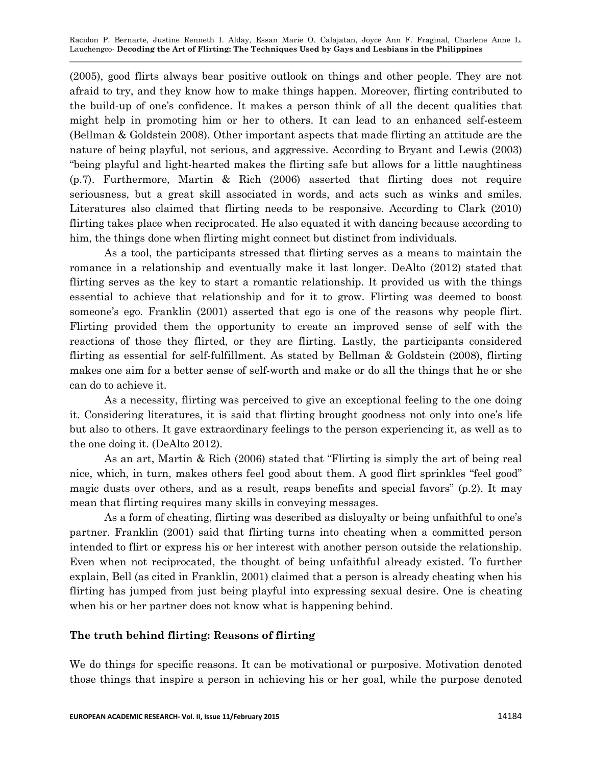(2005), good flirts always bear positive outlook on things and other people. They are not afraid to try, and they know how to make things happen. Moreover, flirting contributed to the build-up of one's confidence. It makes a person think of all the decent qualities that might help in promoting him or her to others. It can lead to an enhanced self-esteem (Bellman & Goldstein 2008). Other important aspects that made flirting an attitude are the nature of being playful, not serious, and aggressive. According to Bryant and Lewis (2003) "being playful and light-hearted makes the flirting safe but allows for a little naughtiness (p.7). Furthermore, Martin & Rich (2006) asserted that flirting does not require seriousness, but a great skill associated in words, and acts such as winks and smiles. Literatures also claimed that flirting needs to be responsive. According to Clark (2010) flirting takes place when reciprocated. He also equated it with dancing because according to him, the things done when flirting might connect but distinct from individuals.

As a tool, the participants stressed that flirting serves as a means to maintain the romance in a relationship and eventually make it last longer. DeAlto (2012) stated that flirting serves as the key to start a romantic relationship. It provided us with the things essential to achieve that relationship and for it to grow. Flirting was deemed to boost someone's ego. Franklin (2001) asserted that ego is one of the reasons why people flirt. Flirting provided them the opportunity to create an improved sense of self with the reactions of those they flirted, or they are flirting. Lastly, the participants considered flirting as essential for self-fulfillment. As stated by Bellman & Goldstein (2008), flirting makes one aim for a better sense of self-worth and make or do all the things that he or she can do to achieve it.

As a necessity, flirting was perceived to give an exceptional feeling to the one doing it. Considering literatures, it is said that flirting brought goodness not only into one's life but also to others. It gave extraordinary feelings to the person experiencing it, as well as to the one doing it. (DeAlto 2012).

As an art, Martin & Rich (2006) stated that "Flirting is simply the art of being real nice, which, in turn, makes others feel good about them. A good flirt sprinkles "feel good" magic dusts over others, and as a result, reaps benefits and special favors" (p.2). It may mean that flirting requires many skills in conveying messages.

As a form of cheating, flirting was described as disloyalty or being unfaithful to one's partner. Franklin (2001) said that flirting turns into cheating when a committed person intended to flirt or express his or her interest with another person outside the relationship. Even when not reciprocated, the thought of being unfaithful already existed. To further explain, Bell (as cited in Franklin, 2001) claimed that a person is already cheating when his flirting has jumped from just being playful into expressing sexual desire. One is cheating when his or her partner does not know what is happening behind.

### The truth behind flirting: Reasons of flirting

We do things for specific reasons. It can be motivational or purposive. Motivation denoted those things that inspire a person in achieving his or her goal, while the purpose denoted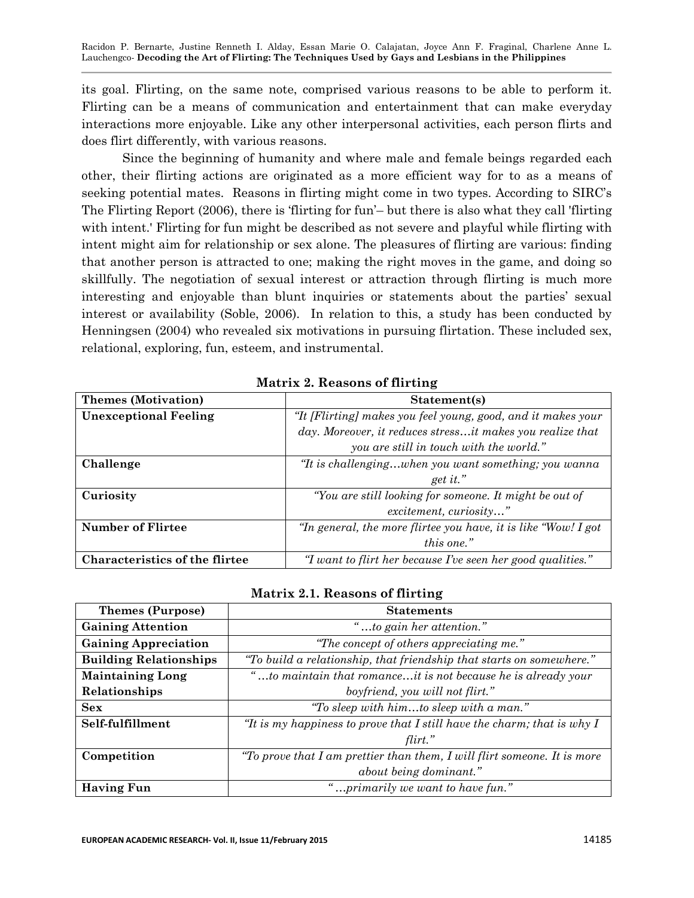its goal. Flirting, on the same note, comprised various reasons to be able to perform it. Flirting can be a means of communication and entertainment that can make everyday interactions more enjoyable. Like any other interpersonal activities, each person flirts and does flirt differently, with various reasons.

Since the beginning of humanity and where male and female beings regarded each other, their flirting actions are originated as a more efficient way for to as a means of seeking potential mates. Reasons in flirting might come in two types. According to SIRC's The Flirting Report (2006), there is 'flirting for fun'– but there is also what they call 'flirting with intent.' Flirting for fun might be described as not severe and playful while flirting with intent might aim for relationship or sex alone. The pleasures of flirting are various: finding that another person is attracted to one; making the right moves in the game, and doing so skillfully. The negotiation of sexual interest or attraction through flirting is much more interesting and enjoyable than blunt inquiries or statements about the parties' sexual interest or availability (Soble, 2006). In relation to this, a study has been conducted by Henningsen (2004) who revealed six motivations in pursuing flirtation. These included sex, relational, exploring, fun, esteem, and instrumental.

**Matrix 2. Reasons of flirting**

| Themes (Motivation) | Statement(s) |
|---|---|
| **Unexceptional Feeling** | *"It [Flirting] makes you feel young, good, and it makes your day. Moreover, it reduces stress…it makes you realize that you are still in touch with the world."* |
| **Challenge** | *"It is challenging…when you want something; you wanna get it."* |
| **Curiosity** | *"You are still looking for someone. It might be out of excitement, curiosity…"* |
| **Number of Flirtee** | *"In general, the more flirtee you have, it is like "Wow! I got this one."* |
| **Characteristics of the flirtee** | *"I want to flirt her because I've seen her good qualities."* |

**Matrix 2.1. Reasons of flirting**

| Themes (Purpose) | Statements |
|---|---|
| **Gaining Attention** | *"…to gain her attention."* |
| **Gaining Appreciation** | *"The concept of others appreciating me."* |
| **Building Relationships** | *"To build a relationship, that friendship that starts on somewhere."* |
| **Maintaining Long Relationships** | *"…to maintain that romance…it is not because he is already your boyfriend, you will not flirt."* |
| **Sex** | *"To sleep with him…to sleep with a man."* |
| **Self-fulfillment** | *"It is my happiness to prove that I still have the charm; that is why I flirt."* |
| **Competition** | *"To prove that I am prettier than them, I will flirt someone. It is more about being dominant."* |
| **Having Fun** | *"…primarily we want to have fun."* |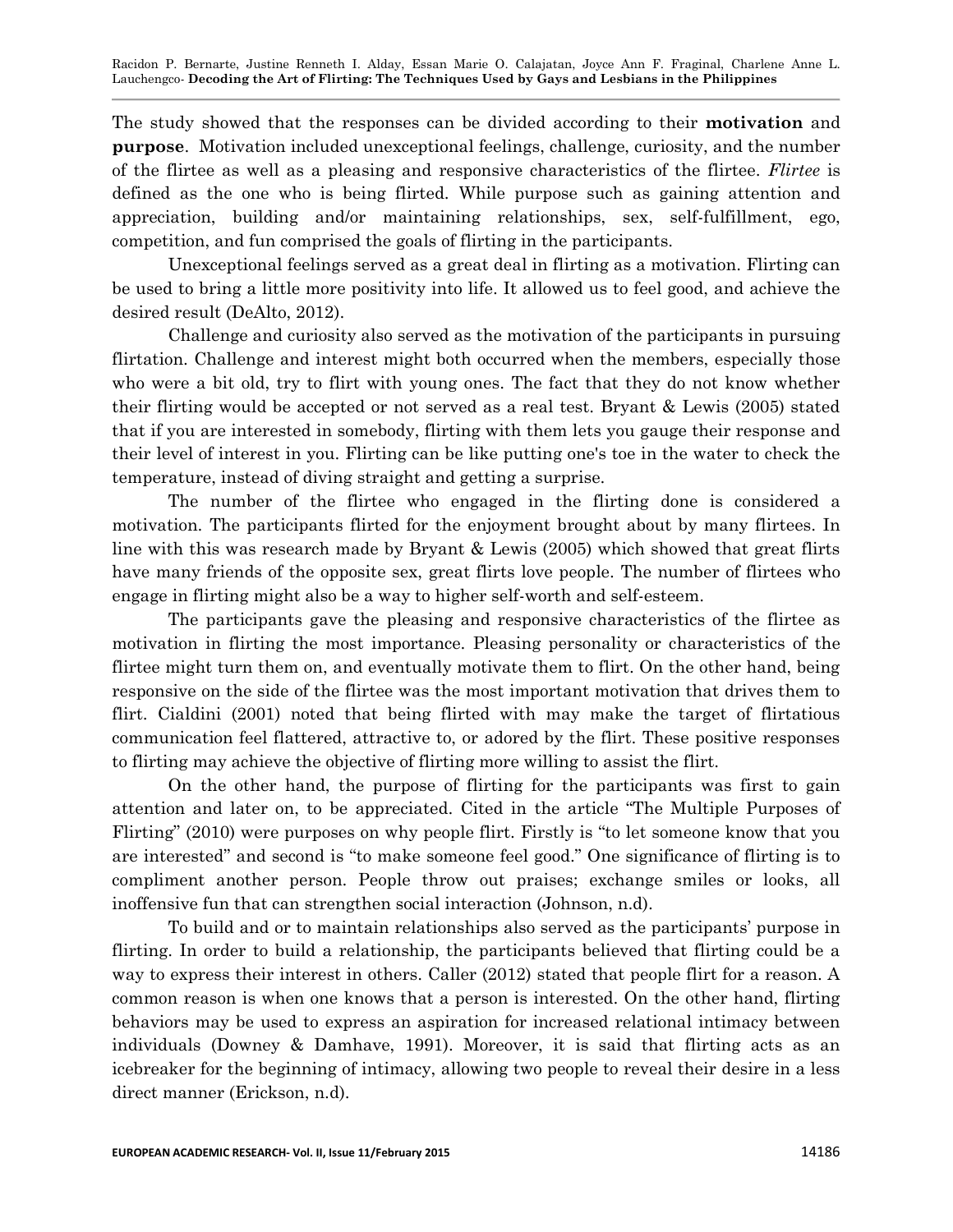The study showed that the responses can be divided according to their **motivation** and **purpose**. Motivation included unexceptional feelings, challenge, curiosity, and the number of the flirtee as well as a pleasing and responsive characteristics of the flirtee. *Flirtee* is defined as the one who is being flirted. While purpose such as gaining attention and appreciation, building and/or maintaining relationships, sex, self-fulfillment, ego, competition, and fun comprised the goals of flirting in the participants.

Unexceptional feelings served as a great deal in flirting as a motivation. Flirting can be used to bring a little more positivity into life. It allowed us to feel good, and achieve the desired result (DeAlto, 2012).

Challenge and curiosity also served as the motivation of the participants in pursuing flirtation. Challenge and interest might both occurred when the members, especially those who were a bit old, try to flirt with young ones. The fact that they do not know whether their flirting would be accepted or not served as a real test. Bryant & Lewis (2005) stated that if you are interested in somebody, flirting with them lets you gauge their response and their level of interest in you. Flirting can be like putting one's toe in the water to check the temperature, instead of diving straight and getting a surprise.

The number of the flirtee who engaged in the flirting done is considered a motivation. The participants flirted for the enjoyment brought about by many flirtees. In line with this was research made by Bryant & Lewis (2005) which showed that great flirts have many friends of the opposite sex, great flirts love people. The number of flirtees who engage in flirting might also be a way to higher self-worth and self-esteem.

The participants gave the pleasing and responsive characteristics of the flirtee as motivation in flirting the most importance. Pleasing personality or characteristics of the flirtee might turn them on, and eventually motivate them to flirt. On the other hand, being responsive on the side of the flirtee was the most important motivation that drives them to flirt. Cialdini (2001) noted that being flirted with may make the target of flirtatious communication feel flattered, attractive to, or adored by the flirt. These positive responses to flirting may achieve the objective of flirting more willing to assist the flirt.

On the other hand, the purpose of flirting for the participants was first to gain attention and later on, to be appreciated. Cited in the article "The Multiple Purposes of Flirting" (2010) were purposes on why people flirt. Firstly is "to let someone know that you are interested" and second is "to make someone feel good." One significance of flirting is to compliment another person. People throw out praises; exchange smiles or looks, all inoffensive fun that can strengthen social interaction (Johnson, n.d).

To build and or to maintain relationships also served as the participants' purpose in flirting. In order to build a relationship, the participants believed that flirting could be a way to express their interest in others. Caller (2012) stated that people flirt for a reason. A common reason is when one knows that a person is interested. On the other hand, flirting behaviors may be used to express an aspiration for increased relational intimacy between individuals (Downey & Damhave, 1991). Moreover, it is said that flirting acts as an icebreaker for the beginning of intimacy, allowing two people to reveal their desire in a less direct manner (Erickson, n.d).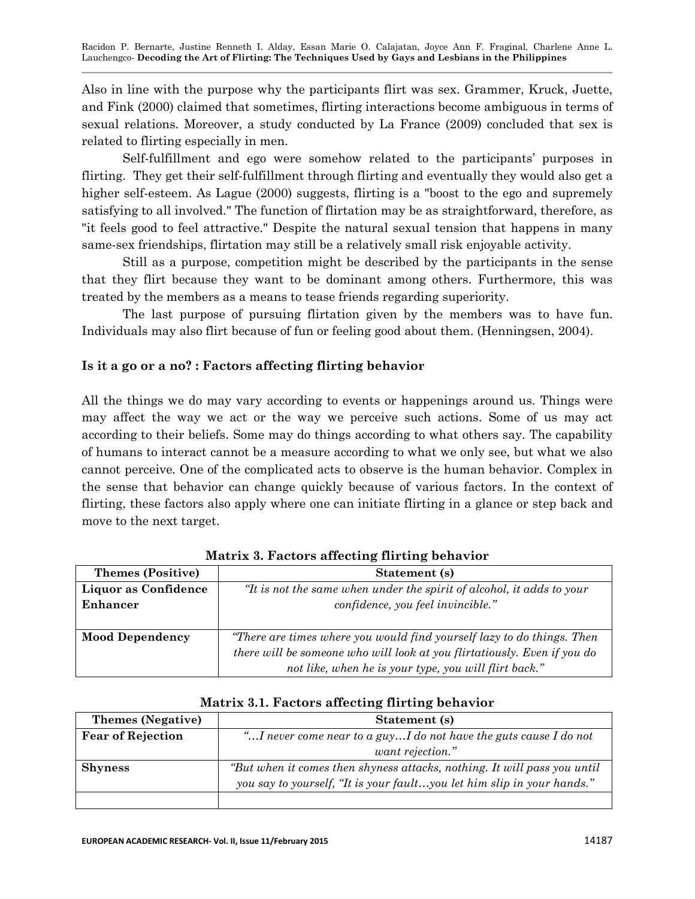Also in line with the purpose why the participants flirt was sex. Grammer, Kruck, Juette, and Fink (2000) claimed that sometimes, flirting interactions become ambiguous in terms of sexual relations. Moreover, a study conducted by La France (2009) concluded that sex is related to flirting especially in men.

Self-fulfillment and ego were somehow related to the participants' purposes in flirting. They get their self-fulfillment through flirting and eventually they would also get a higher self-esteem. As Lague (2000) suggests, flirting is a "boost to the ego and supremely satisfying to all involved." The function of flirtation may be as straightforward, therefore, as "it feels good to feel attractive." Despite the natural sexual tension that happens in many same-sex friendships, flirtation may still be a relatively small risk enjoyable activity.

Still as a purpose, competition might be described by the participants in the sense that they flirt because they want to be dominant among others. Furthermore, this was treated by the members as a means to tease friends regarding superiority.

The last purpose of pursuing flirtation given by the members was to have fun. Individuals may also flirt because of fun or feeling good about them. (Henningsen, 2004).

### Is it a go or a no? : Factors affecting flirting behavior

All the things we do may vary according to events or happenings around us. Things were may affect the way we act or the way we perceive such actions. Some of us may act according to their beliefs. Some may do things according to what others say. The capability of humans to interact cannot be a measure according to what we only see, but what we also cannot perceive. One of the complicated acts to observe is the human behavior. Complex in the sense that behavior can change quickly because of various factors. In the context of flirting, these factors also apply where one can initiate flirting in a glance or step back and move to the next target.

**Matrix 3. Factors affecting flirting behavior**

| Themes (Positive) | Statement (s) |
|---|---|
| **Liquor as Confidence Enhancer** | *"It is not the same when under the spirit of alcohol, it adds to your confidence, you feel invincible."* |
| **Mood Dependency** | *"There are times where you would find yourself lazy to do things. Then there will be someone who will look at you flirtatiously. Even if you do not like, when he is your type, you will flirt back."* |

**Matrix 3.1. Factors affecting flirting behavior**

| Themes (Negative) | Statement (s) |
|---|---|
| **Fear of Rejection** | *"…I never come near to a guy…I do not have the guts cause I do not want rejection."* |
| **Shyness** | *"But when it comes then shyness attacks, nothing. It will pass you until you say to yourself, "It is your fault…you let him slip in your hands."* |
| | |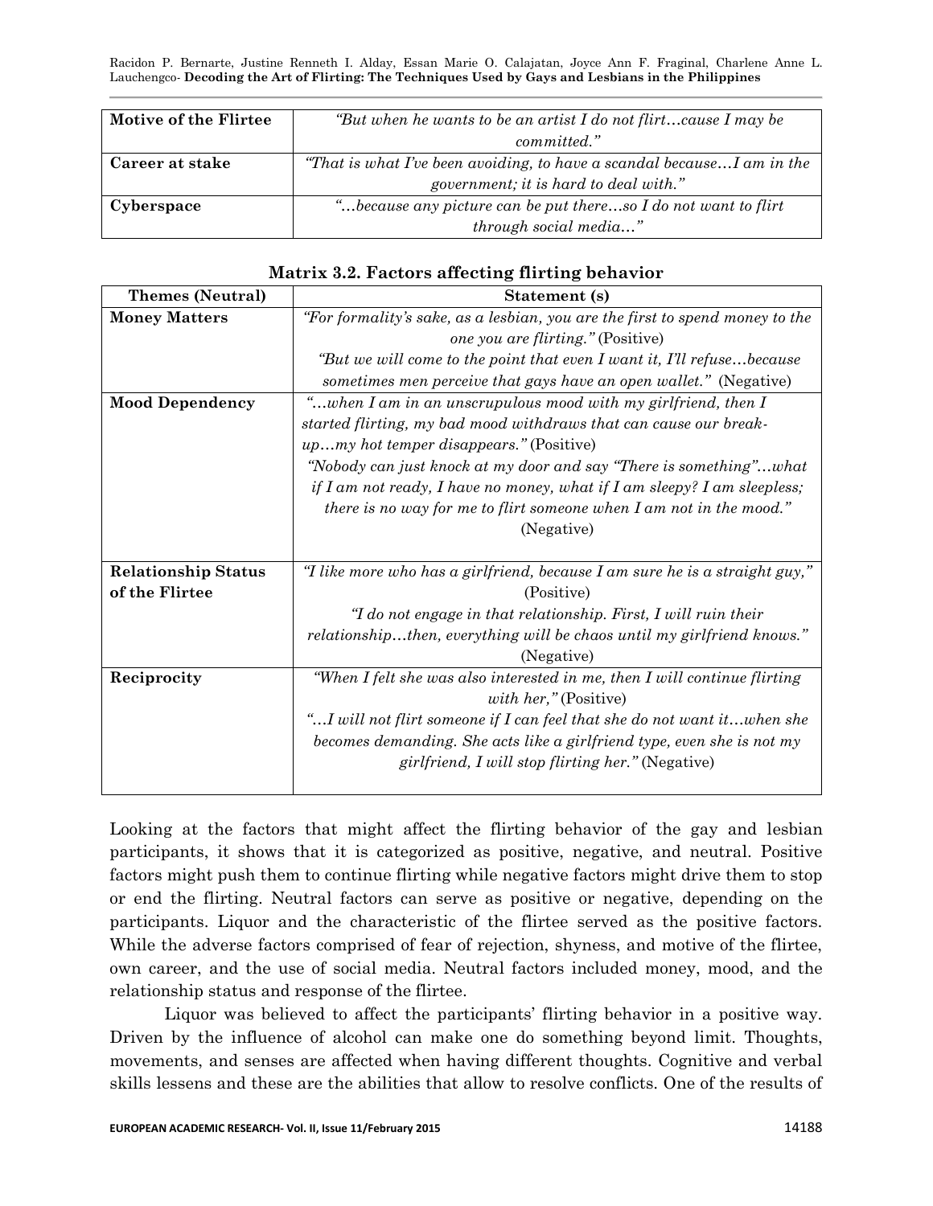| Motive of the Flirtee | *"But when he wants to be an artist I do not flirt…cause I may be committed."* |
|---|---|
| Career at stake | *"That is what I've been avoiding, to have a scandal because…I am in the government; it is hard to deal with."* |
| Cyberspace | *"…because any picture can be put there…so I do not want to flirt through social media…"* |

**Matrix 3.2. Factors affecting flirting behavior**

| Themes (Neutral) | Statement (s) |
|---|---|
| **Money Matters** | *"For formality's sake, as a lesbian, you are the first to spend money to the one you are flirting."* (Positive) *"But we will come to the point that even I want it, I'll refuse…because sometimes men perceive that gays have an open wallet."* (Negative) |
| **Mood Dependency** | *"…when I am in an unscrupulous mood with my girlfriend, then I started flirting, my bad mood withdraws that can cause our break-up…my hot temper disappears."* (Positive) *"Nobody can just knock at my door and say "There is something"…what if I am not ready, I have no money, what if I am sleepy? I am sleepless; there is no way for me to flirt someone when I am not in the mood."* (Negative) |
| **Relationship Status of the Flirtee** | *"I like more who has a girlfriend, because I am sure he is a straight guy,"* (Positive) *"I do not engage in that relationship. First, I will ruin their relationship…then, everything will be chaos until my girlfriend knows."* (Negative) |
| **Reciprocity** | *"When I felt she was also interested in me, then I will continue flirting with her,"* (Positive) *"…I will not flirt someone if I can feel that she do not want it…when she becomes demanding. She acts like a girlfriend type, even she is not my girlfriend, I will stop flirting her."* (Negative) |

Looking at the factors that might affect the flirting behavior of the gay and lesbian participants, it shows that it is categorized as positive, negative, and neutral. Positive factors might push them to continue flirting while negative factors might drive them to stop or end the flirting. Neutral factors can serve as positive or negative, depending on the participants. Liquor and the characteristic of the flirtee served as the positive factors. While the adverse factors comprised of fear of rejection, shyness, and motive of the flirtee, own career, and the use of social media. Neutral factors included money, mood, and the relationship status and response of the flirtee.

Liquor was believed to affect the participants' flirting behavior in a positive way. Driven by the influence of alcohol can make one do something beyond limit. Thoughts, movements, and senses are affected when having different thoughts. Cognitive and verbal skills lessens and these are the abilities that allow to resolve conflicts. One of the results of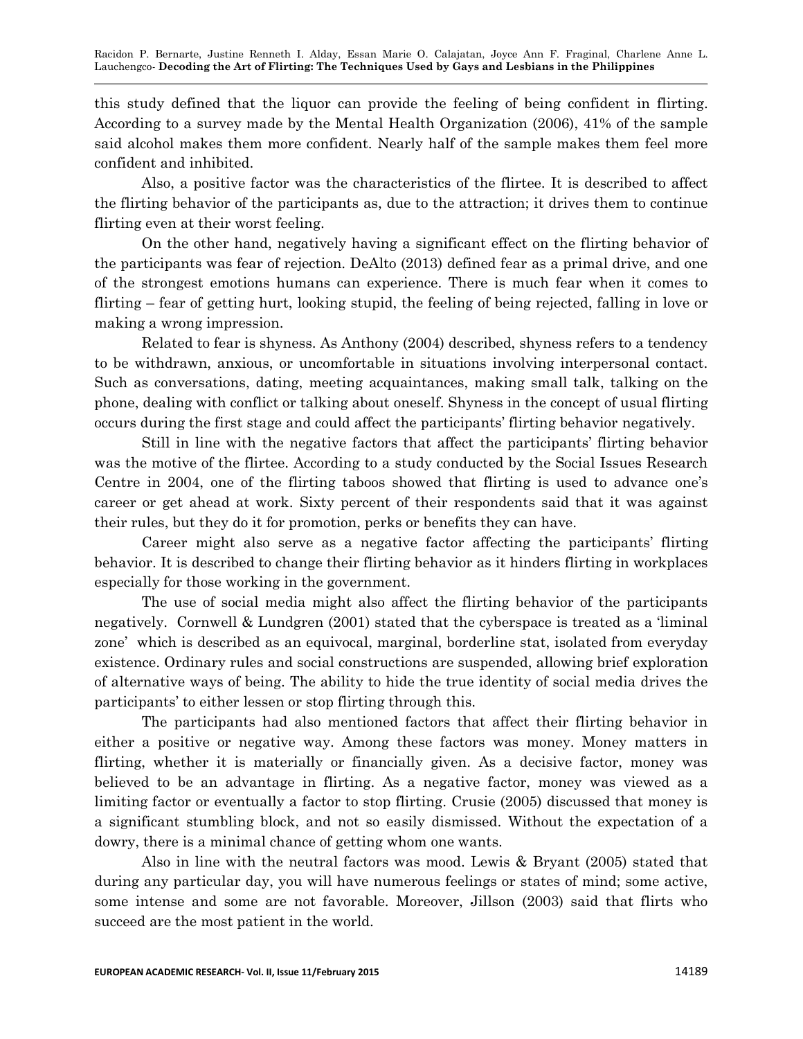this study defined that the liquor can provide the feeling of being confident in flirting. According to a survey made by the Mental Health Organization (2006), 41% of the sample said alcohol makes them more confident. Nearly half of the sample makes them feel more confident and inhibited.

Also, a positive factor was the characteristics of the flirtee. It is described to affect the flirting behavior of the participants as, due to the attraction; it drives them to continue flirting even at their worst feeling.

On the other hand, negatively having a significant effect on the flirting behavior of the participants was fear of rejection. DeAlto (2013) defined fear as a primal drive, and one of the strongest emotions humans can experience. There is much fear when it comes to flirting – fear of getting hurt, looking stupid, the feeling of being rejected, falling in love or making a wrong impression.

Related to fear is shyness. As Anthony (2004) described, shyness refers to a tendency to be withdrawn, anxious, or uncomfortable in situations involving interpersonal contact. Such as conversations, dating, meeting acquaintances, making small talk, talking on the phone, dealing with conflict or talking about oneself. Shyness in the concept of usual flirting occurs during the first stage and could affect the participants' flirting behavior negatively.

Still in line with the negative factors that affect the participants' flirting behavior was the motive of the flirtee. According to a study conducted by the Social Issues Research Centre in 2004, one of the flirting taboos showed that flirting is used to advance one's career or get ahead at work. Sixty percent of their respondents said that it was against their rules, but they do it for promotion, perks or benefits they can have.

Career might also serve as a negative factor affecting the participants' flirting behavior. It is described to change their flirting behavior as it hinders flirting in workplaces especially for those working in the government.

The use of social media might also affect the flirting behavior of the participants negatively. Cornwell & Lundgren (2001) stated that the cyberspace is treated as a 'liminal zone' which is described as an equivocal, marginal, borderline stat, isolated from everyday existence. Ordinary rules and social constructions are suspended, allowing brief exploration of alternative ways of being. The ability to hide the true identity of social media drives the participants' to either lessen or stop flirting through this.

The participants had also mentioned factors that affect their flirting behavior in either a positive or negative way. Among these factors was money. Money matters in flirting, whether it is materially or financially given. As a decisive factor, money was believed to be an advantage in flirting. As a negative factor, money was viewed as a limiting factor or eventually a factor to stop flirting. Crusie (2005) discussed that money is a significant stumbling block, and not so easily dismissed. Without the expectation of a dowry, there is a minimal chance of getting whom one wants.

Also in line with the neutral factors was mood. Lewis & Bryant (2005) stated that during any particular day, you will have numerous feelings or states of mind; some active, some intense and some are not favorable. Moreover, Jillson (2003) said that flirts who succeed are the most patient in the world.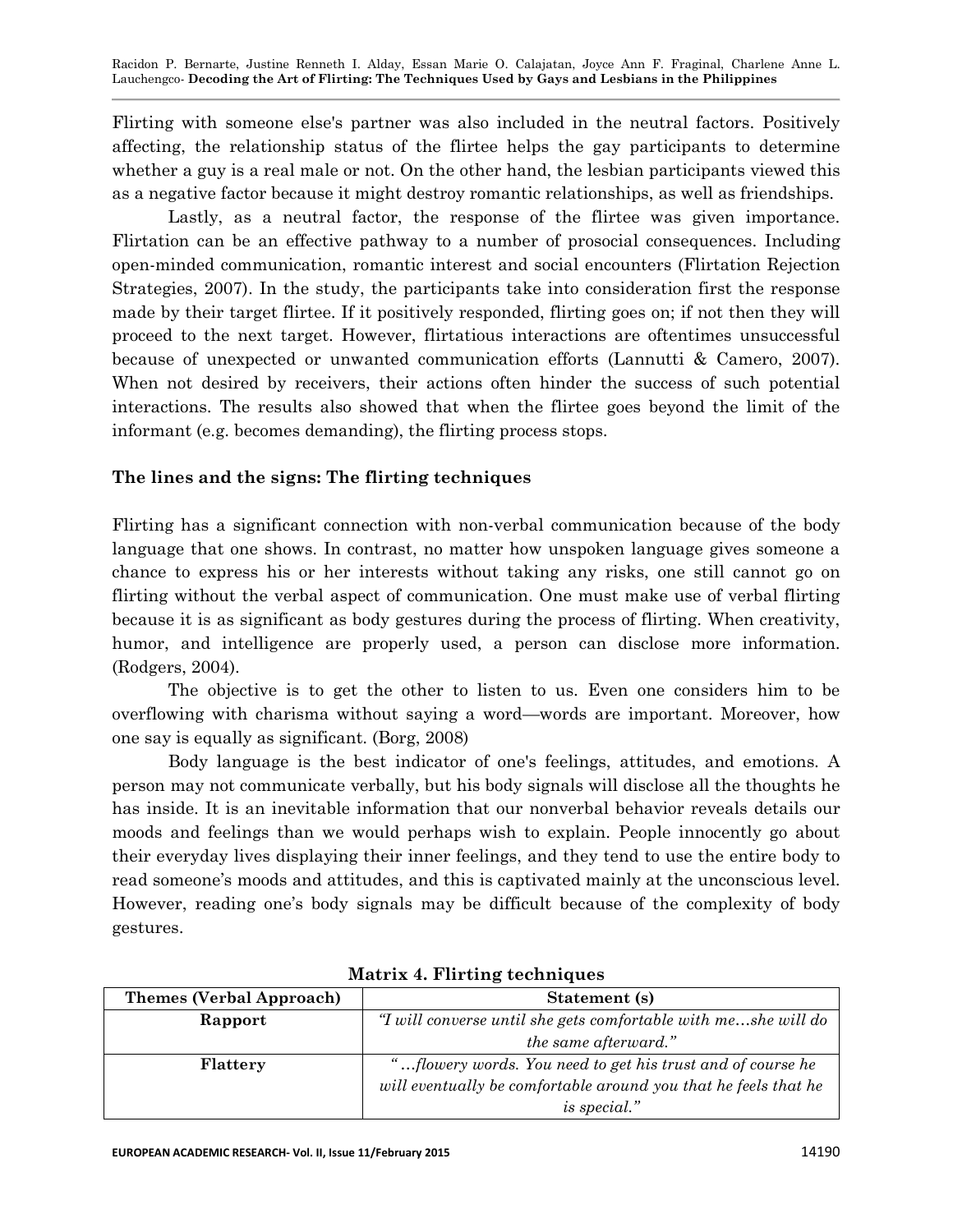Flirting with someone else's partner was also included in the neutral factors. Positively affecting, the relationship status of the flirtee helps the gay participants to determine whether a guy is a real male or not. On the other hand, the lesbian participants viewed this as a negative factor because it might destroy romantic relationships, as well as friendships.

Lastly, as a neutral factor, the response of the flirtee was given importance. Flirtation can be an effective pathway to a number of prosocial consequences. Including open-minded communication, romantic interest and social encounters (Flirtation Rejection Strategies, 2007). In the study, the participants take into consideration first the response made by their target flirtee. If it positively responded, flirting goes on; if not then they will proceed to the next target. However, flirtatious interactions are oftentimes unsuccessful because of unexpected or unwanted communication efforts (Lannutti & Camero, 2007). When not desired by receivers, their actions often hinder the success of such potential interactions. The results also showed that when the flirtee goes beyond the limit of the informant (e.g. becomes demanding), the flirting process stops.

### The lines and the signs: The flirting techniques

Flirting has a significant connection with non-verbal communication because of the body language that one shows. In contrast, no matter how unspoken language gives someone a chance to express his or her interests without taking any risks, one still cannot go on flirting without the verbal aspect of communication. One must make use of verbal flirting because it is as significant as body gestures during the process of flirting. When creativity, humor, and intelligence are properly used, a person can disclose more information. (Rodgers, 2004).

The objective is to get the other to listen to us. Even one considers him to be overflowing with charisma without saying a word—words are important. Moreover, how one say is equally as significant. (Borg, 2008)

Body language is the best indicator of one's feelings, attitudes, and emotions. A person may not communicate verbally, but his body signals will disclose all the thoughts he has inside. It is an inevitable information that our nonverbal behavior reveals details our moods and feelings than we would perhaps wish to explain. People innocently go about their everyday lives displaying their inner feelings, and they tend to use the entire body to read someone's moods and attitudes, and this is captivated mainly at the unconscious level. However, reading one's body signals may be difficult because of the complexity of body gestures.

**Matrix 4. Flirting techniques**

| Themes (Verbal Approach) | Statement (s) |
|---|---|
| **Rapport** | *"I will converse until she gets comfortable with me…she will do the same afterward."* |
| **Flattery** | *"…flowery words. You need to get his trust and of course he will eventually be comfortable around you that he feels that he is special."* |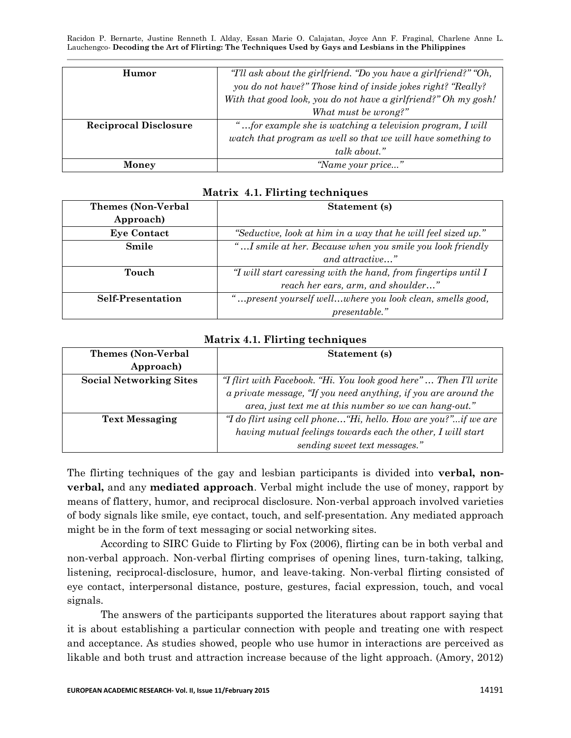| Humor | *"I'll ask about the girlfriend. "Do you have a girlfriend?" "Oh, you do not have?" Those kind of inside jokes right? "Really? With that good look, you do not have a girlfriend?" Oh my gosh! What must be wrong?"* |
|---|---|
| **Reciprocal Disclosure** | *"…for example she is watching a television program, I will watch that program as well so that we will have something to talk about."* |
| **Money** | *"Name your price..."* |

**Matrix 4.1. Flirting techniques**

| Themes (Non-Verbal Approach) | Statement (s) |
|---|---|
| **Eye Contact** | *"Seductive, look at him in a way that he will feel sized up."* |
| **Smile** | *"…I smile at her. Because when you smile you look friendly and attractive…"* |
| **Touch** | *"I will start caressing with the hand, from fingertips until I reach her ears, arm, and shoulder…"* |
| **Self-Presentation** | *"…present yourself well…where you look clean, smells good, presentable."* |

**Matrix 4.1. Flirting techniques**

| Themes (Non-Verbal Approach) | Statement (s) |
|---|---|
| **Social Networking Sites** | *"I flirt with Facebook. "Hi. You look good here" … Then I'll write a private message, "If you need anything, if you are around the area, just text me at this number so we can hang-out."* |
| **Text Messaging** | *"I do flirt using cell phone…"Hi, hello. How are you?"...if we are having mutual feelings towards each the other, I will start sending sweet text messages."* |

The flirting techniques of the gay and lesbian participants is divided into **verbal, non-verbal,** and any **mediated approach**. Verbal might include the use of money, rapport by means of flattery, humor, and reciprocal disclosure. Non-verbal approach involved varieties of body signals like smile, eye contact, touch, and self-presentation. Any mediated approach might be in the form of text messaging or social networking sites.

According to SIRC Guide to Flirting by Fox (2006), flirting can be in both verbal and non-verbal approach. Non-verbal flirting comprises of opening lines, turn-taking, talking, listening, reciprocal-disclosure, humor, and leave-taking. Non-verbal flirting consisted of eye contact, interpersonal distance, posture, gestures, facial expression, touch, and vocal signals.

The answers of the participants supported the literatures about rapport saying that it is about establishing a particular connection with people and treating one with respect and acceptance. As studies showed, people who use humor in interactions are perceived as likable and both trust and attraction increase because of the light approach. (Amory, 2012)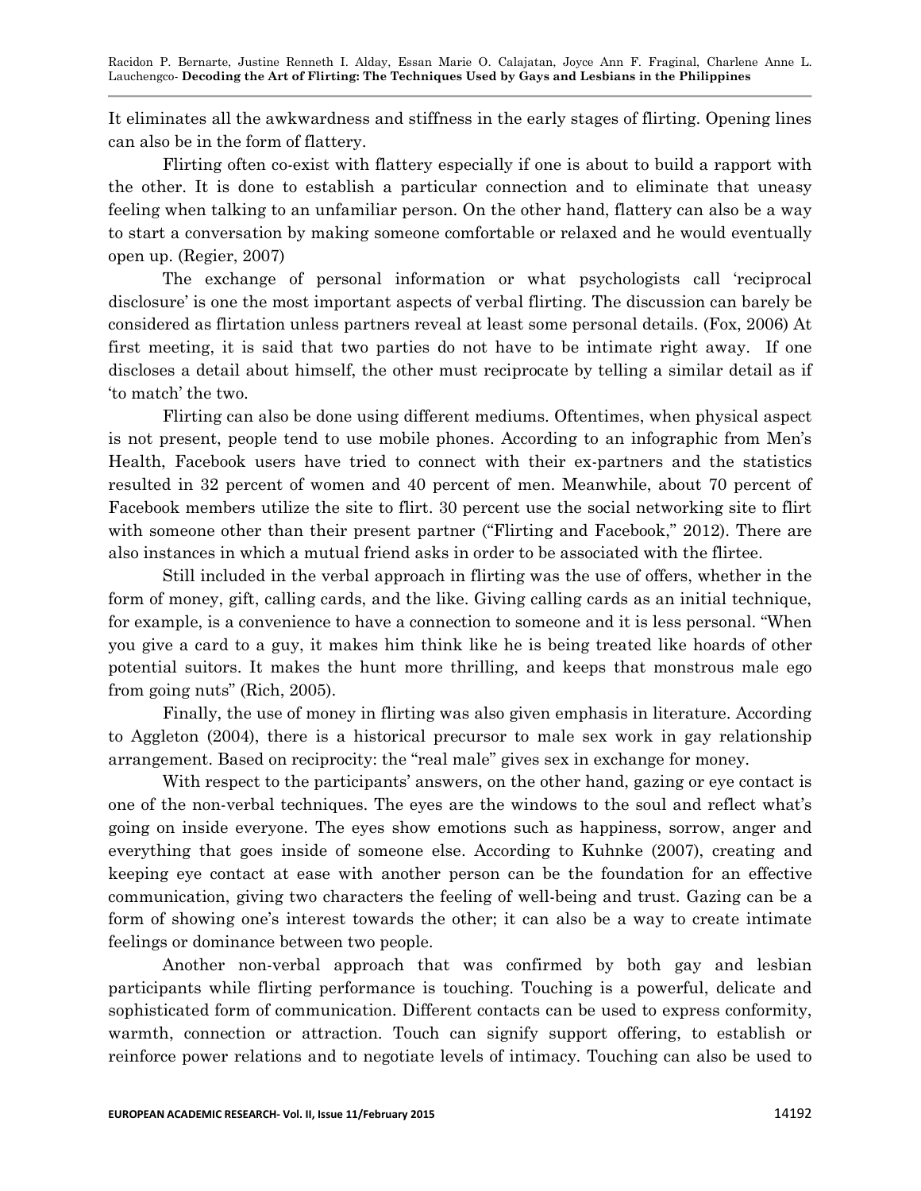It eliminates all the awkwardness and stiffness in the early stages of flirting. Opening lines can also be in the form of flattery.

Flirting often co-exist with flattery especially if one is about to build a rapport with the other. It is done to establish a particular connection and to eliminate that uneasy feeling when talking to an unfamiliar person. On the other hand, flattery can also be a way to start a conversation by making someone comfortable or relaxed and he would eventually open up. (Regier, 2007)

The exchange of personal information or what psychologists call 'reciprocal disclosure' is one the most important aspects of verbal flirting. The discussion can barely be considered as flirtation unless partners reveal at least some personal details. (Fox, 2006) At first meeting, it is said that two parties do not have to be intimate right away. If one discloses a detail about himself, the other must reciprocate by telling a similar detail as if 'to match' the two.

Flirting can also be done using different mediums. Oftentimes, when physical aspect is not present, people tend to use mobile phones. According to an infographic from Men's Health, Facebook users have tried to connect with their ex-partners and the statistics resulted in 32 percent of women and 40 percent of men. Meanwhile, about 70 percent of Facebook members utilize the site to flirt. 30 percent use the social networking site to flirt with someone other than their present partner ("Flirting and Facebook," 2012). There are also instances in which a mutual friend asks in order to be associated with the flirtee.

Still included in the verbal approach in flirting was the use of offers, whether in the form of money, gift, calling cards, and the like. Giving calling cards as an initial technique, for example, is a convenience to have a connection to someone and it is less personal. "When you give a card to a guy, it makes him think like he is being treated like hoards of other potential suitors. It makes the hunt more thrilling, and keeps that monstrous male ego from going nuts" (Rich, 2005).

Finally, the use of money in flirting was also given emphasis in literature. According to Aggleton (2004), there is a historical precursor to male sex work in gay relationship arrangement. Based on reciprocity: the "real male" gives sex in exchange for money.

With respect to the participants' answers, on the other hand, gazing or eye contact is one of the non-verbal techniques. The eyes are the windows to the soul and reflect what's going on inside everyone. The eyes show emotions such as happiness, sorrow, anger and everything that goes inside of someone else. According to Kuhnke (2007), creating and keeping eye contact at ease with another person can be the foundation for an effective communication, giving two characters the feeling of well-being and trust. Gazing can be a form of showing one's interest towards the other; it can also be a way to create intimate feelings or dominance between two people.

Another non-verbal approach that was confirmed by both gay and lesbian participants while flirting performance is touching. Touching is a powerful, delicate and sophisticated form of communication. Different contacts can be used to express conformity, warmth, connection or attraction. Touch can signify support offering, to establish or reinforce power relations and to negotiate levels of intimacy. Touching can also be used to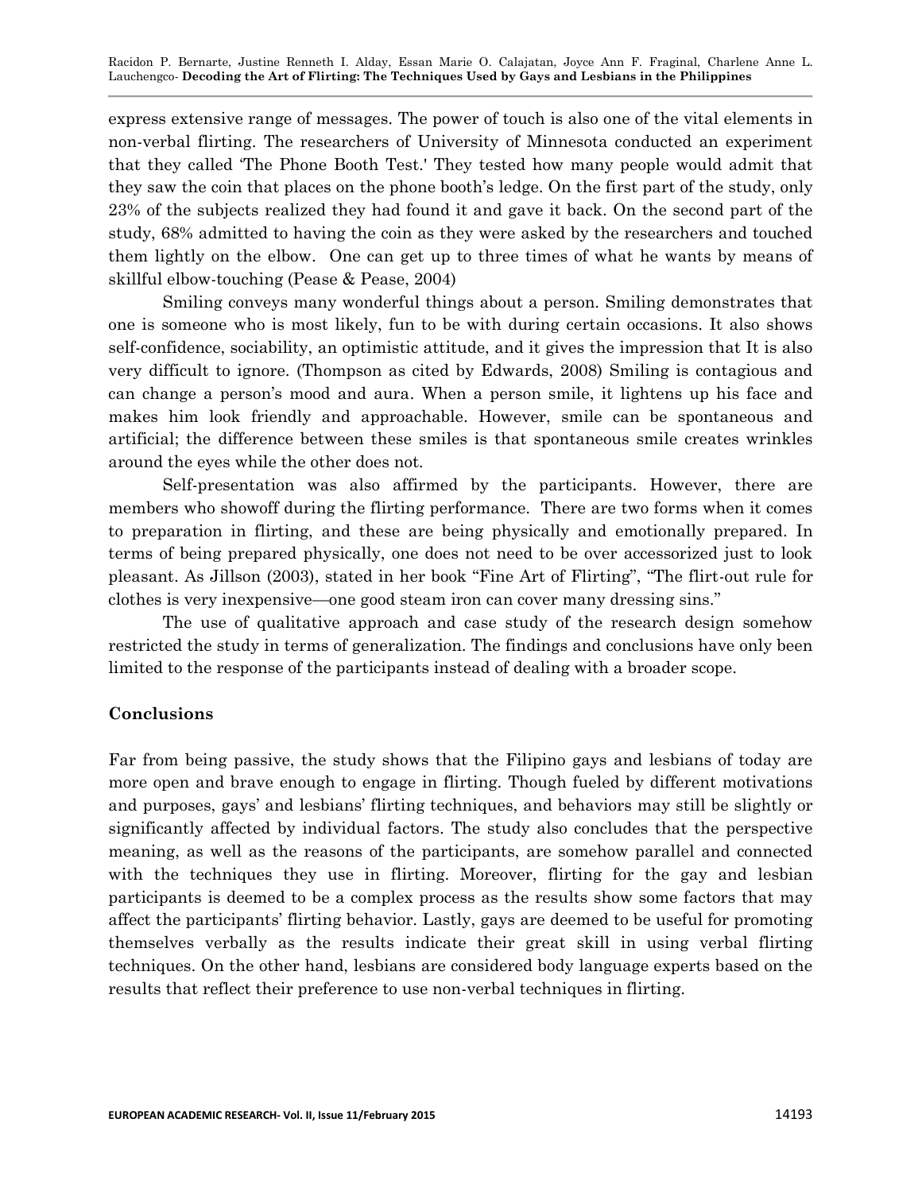express extensive range of messages. The power of touch is also one of the vital elements in non-verbal flirting. The researchers of University of Minnesota conducted an experiment that they called 'The Phone Booth Test.' They tested how many people would admit that they saw the coin that places on the phone booth's ledge. On the first part of the study, only 23% of the subjects realized they had found it and gave it back. On the second part of the study, 68% admitted to having the coin as they were asked by the researchers and touched them lightly on the elbow. One can get up to three times of what he wants by means of skillful elbow-touching (Pease & Pease, 2004)

Smiling conveys many wonderful things about a person. Smiling demonstrates that one is someone who is most likely, fun to be with during certain occasions. It also shows self-confidence, sociability, an optimistic attitude, and it gives the impression that It is also very difficult to ignore. (Thompson as cited by Edwards, 2008) Smiling is contagious and can change a person's mood and aura. When a person smile, it lightens up his face and makes him look friendly and approachable. However, smile can be spontaneous and artificial; the difference between these smiles is that spontaneous smile creates wrinkles around the eyes while the other does not.

Self-presentation was also affirmed by the participants. However, there are members who showoff during the flirting performance. There are two forms when it comes to preparation in flirting, and these are being physically and emotionally prepared. In terms of being prepared physically, one does not need to be over accessorized just to look pleasant. As Jillson (2003), stated in her book "Fine Art of Flirting", "The flirt-out rule for clothes is very inexpensive—one good steam iron can cover many dressing sins."

The use of qualitative approach and case study of the research design somehow restricted the study in terms of generalization. The findings and conclusions have only been limited to the response of the participants instead of dealing with a broader scope.

## Conclusions

Far from being passive, the study shows that the Filipino gays and lesbians of today are more open and brave enough to engage in flirting. Though fueled by different motivations and purposes, gays' and lesbians' flirting techniques, and behaviors may still be slightly or significantly affected by individual factors. The study also concludes that the perspective meaning, as well as the reasons of the participants, are somehow parallel and connected with the techniques they use in flirting. Moreover, flirting for the gay and lesbian participants is deemed to be a complex process as the results show some factors that may affect the participants' flirting behavior. Lastly, gays are deemed to be useful for promoting themselves verbally as the results indicate their great skill in using verbal flirting techniques. On the other hand, lesbians are considered body language experts based on the results that reflect their preference to use non-verbal techniques in flirting.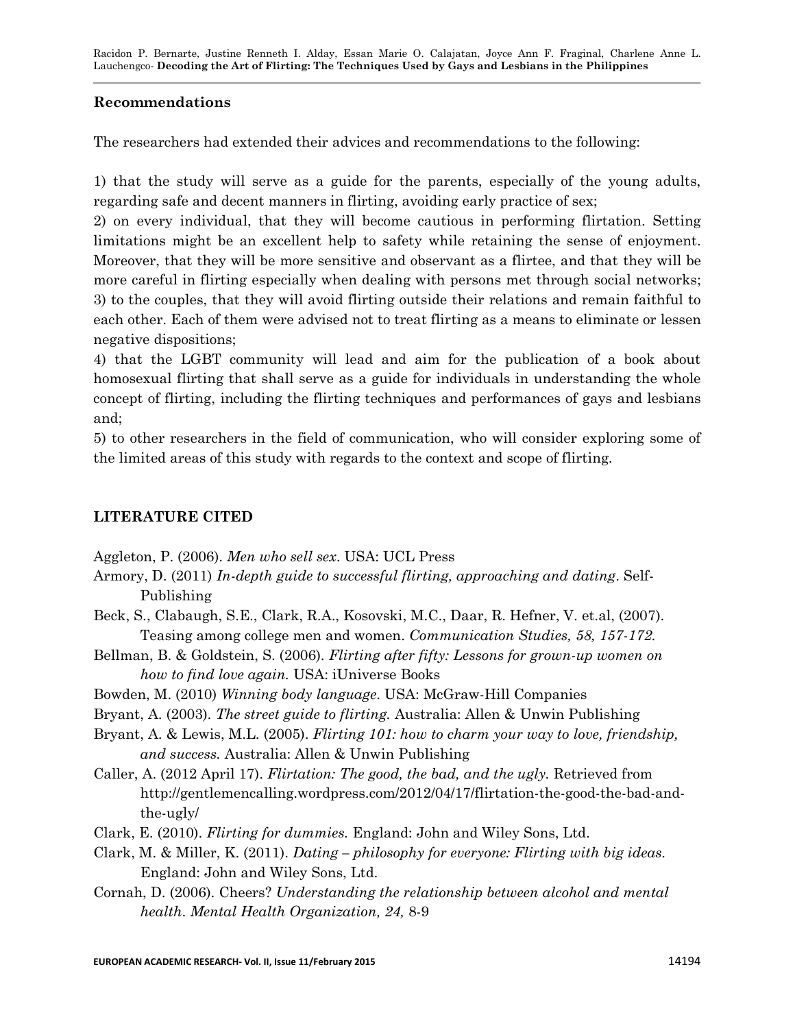## Recommendations

The researchers had extended their advices and recommendations to the following:

1) that the study will serve as a guide for the parents, especially of the young adults, regarding safe and decent manners in flirting, avoiding early practice of sex;
2) on every individual, that they will become cautious in performing flirtation. Setting limitations might be an excellent help to safety while retaining the sense of enjoyment. Moreover, that they will be more sensitive and observant as a flirtee, and that they will be more careful in flirting especially when dealing with persons met through social networks;
3) to the couples, that they will avoid flirting outside their relations and remain faithful to each other. Each of them were advised not to treat flirting as a means to eliminate or lessen negative dispositions;
4) that the LGBT community will lead and aim for the publication of a book about homosexual flirting that shall serve as a guide for individuals in understanding the whole concept of flirting, including the flirting techniques and performances of gays and lesbians and;
5) to other researchers in the field of communication, who will consider exploring some of the limited areas of this study with regards to the context and scope of flirting.

## LITERATURE CITED

Aggleton, P. (2006). *Men who sell sex*. USA: UCL Press

Armory, D. (2011) *In-depth guide to successful flirting, approaching and dating*. Self-Publishing

Beck, S., Clabaugh, S.E., Clark, R.A., Kosovski, M.C., Daar, R. Hefner, V. et.al, (2007). Teasing among college men and women. *Communication Studies, 58, 157-172.*

Bellman, B. & Goldstein, S. (2006). *Flirting after fifty: Lessons for grown-up women on how to find love again.* USA: iUniverse Books

Bowden, M. (2010) *Winning body language*. USA: McGraw-Hill Companies

Bryant, A. (2003). *The street guide to flirting.* Australia: Allen & Unwin Publishing

Bryant, A. & Lewis, M.L. (2005). *Flirting 101: how to charm your way to love, friendship, and success.* Australia: Allen & Unwin Publishing

Caller, A. (2012 April 17). *Flirtation: The good, the bad, and the ugly.* Retrieved from http://gentlemencalling.wordpress.com/2012/04/17/flirtation-the-good-the-bad-and-the-ugly/

Clark, E. (2010). *Flirting for dummies.* England: John and Wiley Sons, Ltd.

Clark, M. & Miller, K. (2011). *Dating – philosophy for everyone: Flirting with big ideas.* England: John and Wiley Sons, Ltd.

Cornah, D. (2006). Cheers? *Understanding the relationship between alcohol and mental health. Mental Health Organization, 24,* 8-9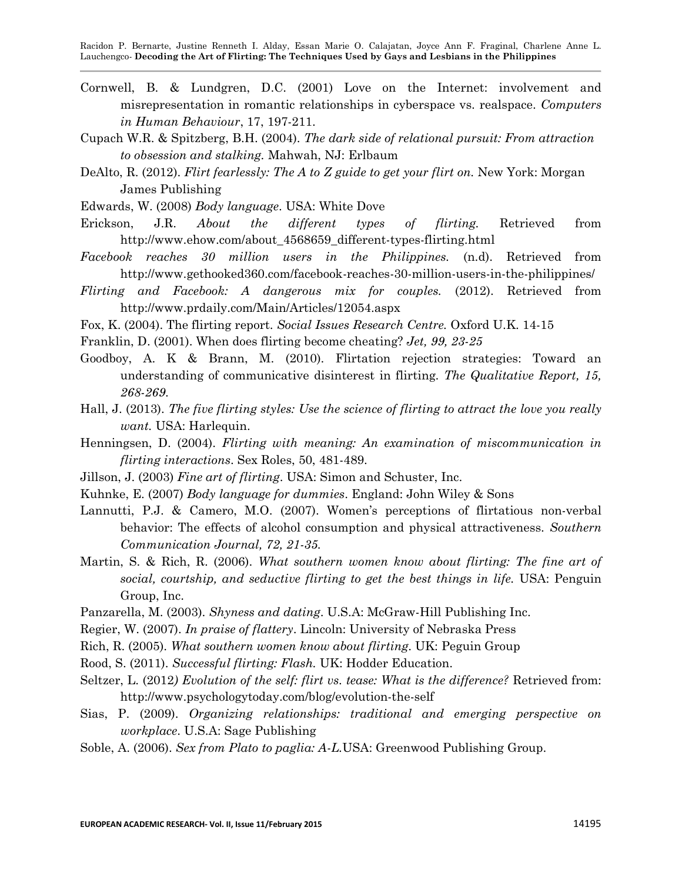Cornwell, B. & Lundgren, D.C. (2001) Love on the Internet: involvement and misrepresentation in romantic relationships in cyberspace vs. realspace. *Computers in Human Behaviour*, 17, 197-211.

Cupach W.R. & Spitzberg, B.H. (2004). *The dark side of relational pursuit: From attraction to obsession and stalking.* Mahwah, NJ: Erlbaum

DeAlto, R. (2012). *Flirt fearlessly: The A to Z guide to get your flirt on.* New York: Morgan James Publishing

Edwards, W. (2008) *Body language*. USA: White Dove

Erickson, J.R. *About the different types of flirting.* Retrieved from http://www.ehow.com/about_4568659_different-types-flirting.html

*Facebook reaches 30 million users in the Philippines.* (n.d). Retrieved from http://www.gethooked360.com/facebook-reaches-30-million-users-in-the-philippines/

*Flirting and Facebook: A dangerous mix for couples.* (2012). Retrieved from http://www.prdaily.com/Main/Articles/12054.aspx

Fox, K. (2004). The flirting report. *Social Issues Research Centre.* Oxford U.K. 14-15

Franklin, D. (2001). When does flirting become cheating? *Jet, 99, 23-25*

Goodboy, A. K & Brann, M. (2010). Flirtation rejection strategies: Toward an understanding of communicative disinterest in flirting. *The Qualitative Report, 15, 268-269.*

Hall, J. (2013). *The five flirting styles: Use the science of flirting to attract the love you really want.* USA: Harlequin.

Henningsen, D. (2004). *Flirting with meaning: An examination of miscommunication in flirting interactions*. Sex Roles, 50, 481-489.

Jillson, J. (2003) *Fine art of flirting*. USA: Simon and Schuster, Inc.

Kuhnke, E. (2007) *Body language for dummies*. England: John Wiley & Sons

Lannutti, P.J. & Camero, M.O. (2007). Women's perceptions of flirtatious non-verbal behavior: The effects of alcohol consumption and physical attractiveness. *Southern Communication Journal, 72, 21-35.*

Martin, S. & Rich, R. (2006). *What southern women know about flirting: The fine art of social, courtship, and seductive flirting to get the best things in life.* USA: Penguin Group, Inc.

Panzarella, M. (2003). *Shyness and dating*. U.S.A: McGraw-Hill Publishing Inc.

Regier, W. (2007). *In praise of flattery*. Lincoln: University of Nebraska Press

Rich, R. (2005). *What southern women know about flirting.* UK: Peguin Group

Rood, S. (2011). *Successful flirting: Flash.* UK: Hodder Education.

Seltzer, L. (2012*) Evolution of the self: flirt vs. tease: What is the difference?* Retrieved from: http://www.psychologytoday.com/blog/evolution-the-self

Sias, P. (2009). *Organizing relationships: traditional and emerging perspective on workplace*. U.S.A: Sage Publishing

Soble, A. (2006). *Sex from Plato to paglia: A-L.*USA: Greenwood Publishing Group.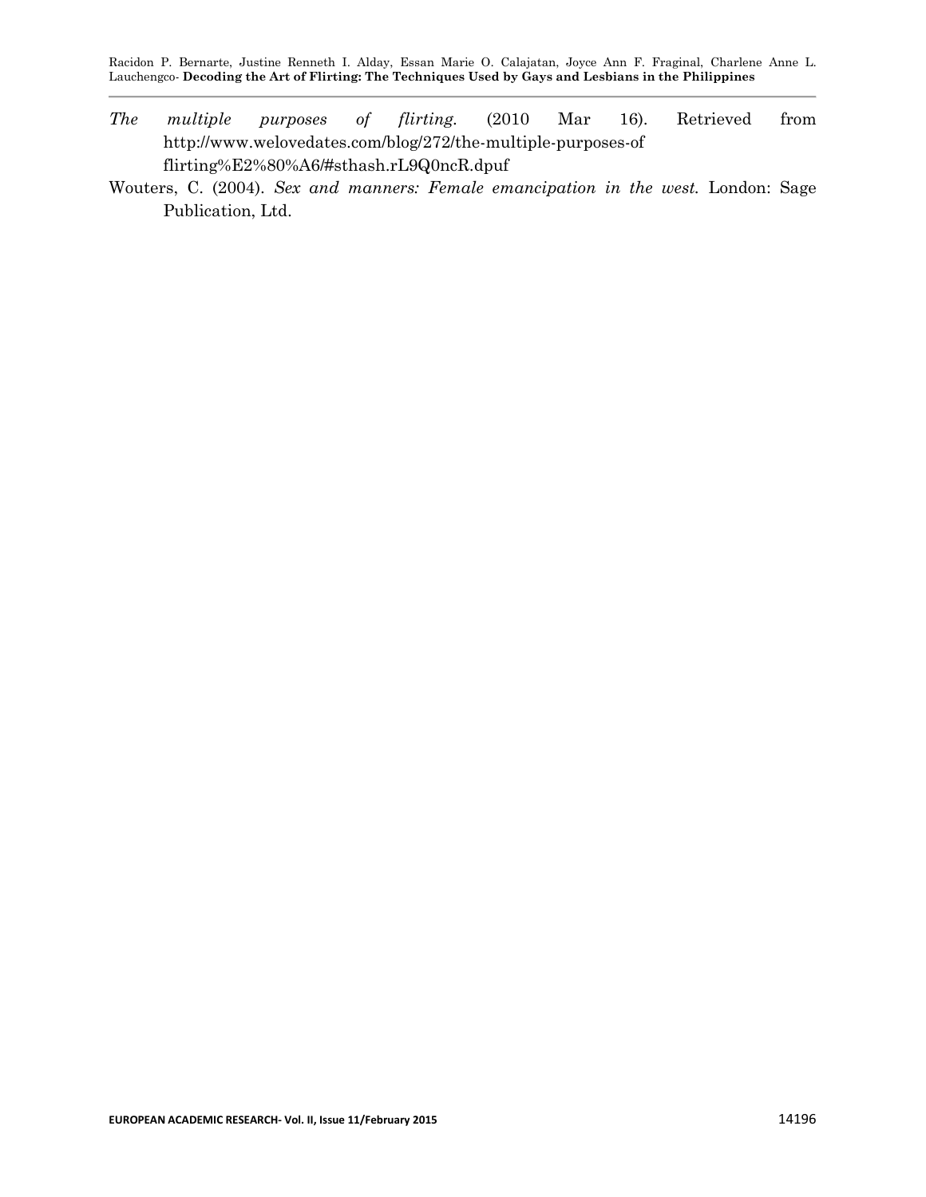*The multiple purposes of flirting.* (2010 Mar 16). Retrieved from http://www.welovedates.com/blog/272/the-multiple-purposes-of flirting%E2%80%A6/#sthash.rL9Q0ncR.dpuf

Wouters, C. (2004). *Sex and manners: Female emancipation in the west.* London: Sage Publication, Ltd.